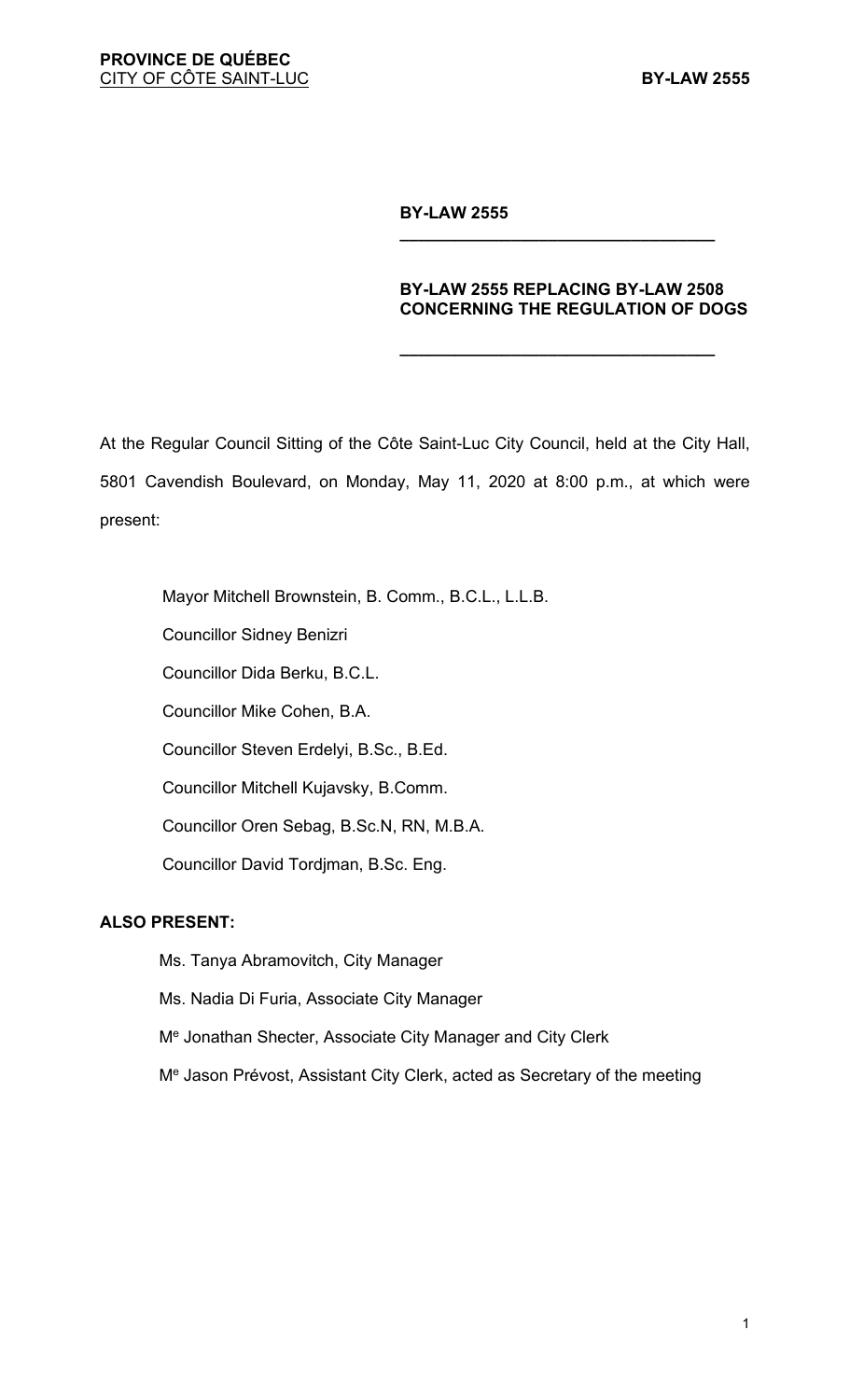**PROVINCE DE QUÉBEC**
CITY OF CÔTE SAINT-LUC

**BY-LAW 2555**

# BY-LAW 2555

## BY-LAW 2555 REPLACING BY-LAW 2508 CONCERNING THE REGULATION OF DOGS

At the Regular Council Sitting of the Côte Saint-Luc City Council, held at the City Hall, 5801 Cavendish Boulevard, on Monday, May 11, 2020 at 8:00 p.m., at which were present:

Mayor Mitchell Brownstein, B. Comm., B.C.L., L.L.B.

Councillor Sidney Benizri

Councillor Dida Berku, B.C.L.

Councillor Mike Cohen, B.A.

Councillor Steven Erdelyi, B.Sc., B.Ed.

Councillor Mitchell Kujavsky, B.Comm.

Councillor Oren Sebag, B.Sc.N, RN, M.B.A.

Councillor David Tordjman, B.Sc. Eng.

**ALSO PRESENT:**

Ms. Tanya Abramovitch, City Manager

Ms. Nadia Di Furia, Associate City Manager

Me Jonathan Shecter, Associate City Manager and City Clerk

Me Jason Prévost, Assistant City Clerk, acted as Secretary of the meeting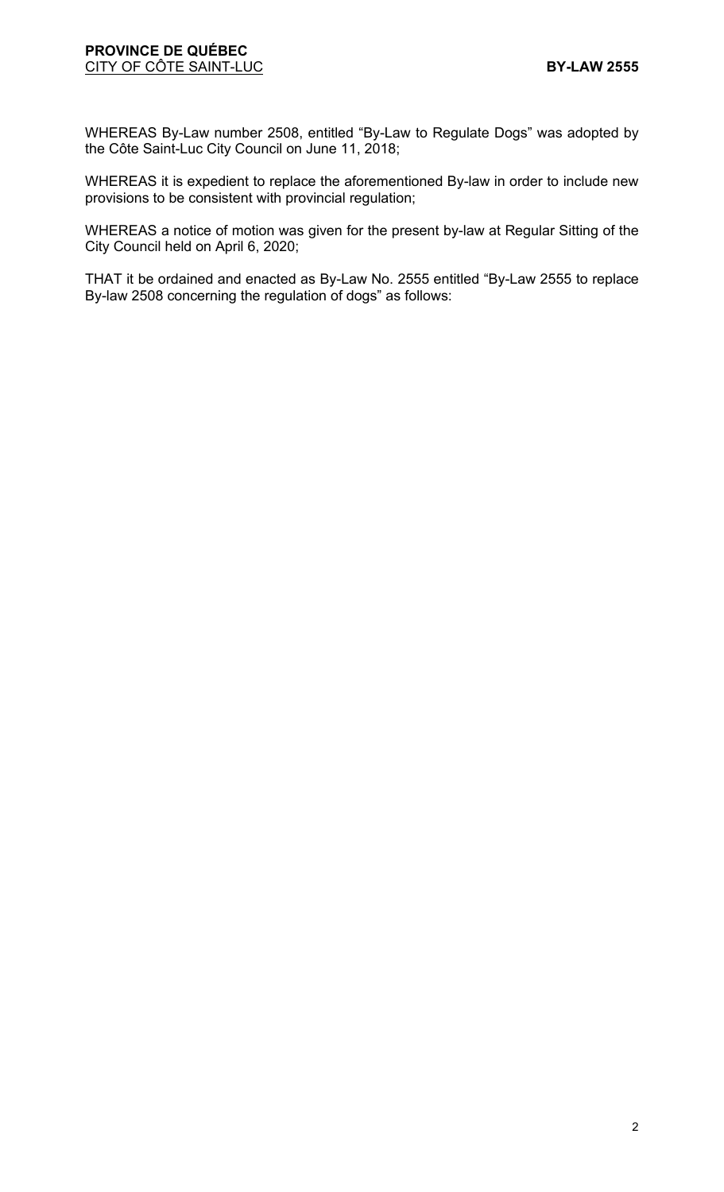WHEREAS By-Law number 2508, entitled "By-Law to Regulate Dogs" was adopted by the Côte Saint-Luc City Council on June 11, 2018;

WHEREAS it is expedient to replace the aforementioned By-law in order to include new provisions to be consistent with provincial regulation;

WHEREAS a notice of motion was given for the present by-law at Regular Sitting of the City Council held on April 6, 2020;

THAT it be ordained and enacted as By-Law No. 2555 entitled "By-Law 2555 to replace By-law 2508 concerning the regulation of dogs" as follows: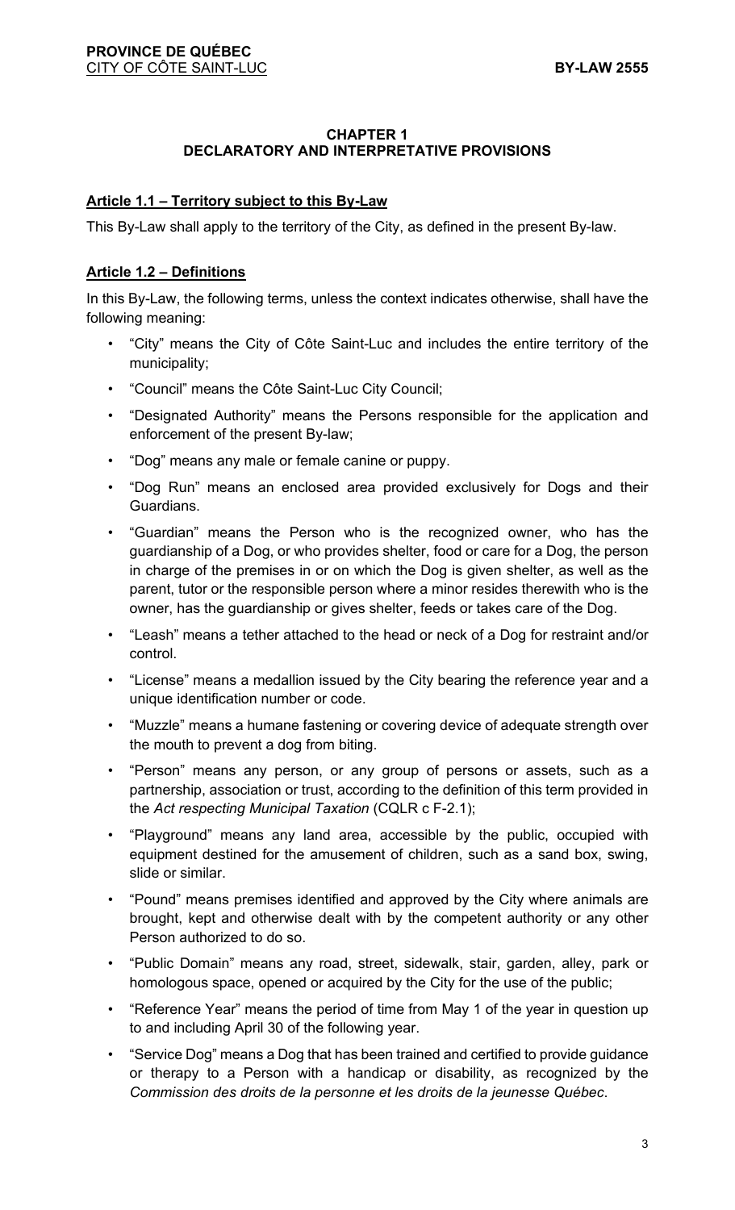## CHAPTER 1
## DECLARATORY AND INTERPRETATIVE PROVISIONS

### Article 1.1 – Territory subject to this By-Law

This By-Law shall apply to the territory of the City, as defined in the present By-law.

### Article 1.2 – Definitions

In this By-Law, the following terms, unless the context indicates otherwise, shall have the following meaning:

- "City" means the City of Côte Saint-Luc and includes the entire territory of the municipality;
- "Council" means the Côte Saint-Luc City Council;
- "Designated Authority" means the Persons responsible for the application and enforcement of the present By-law;
- "Dog" means any male or female canine or puppy.
- "Dog Run" means an enclosed area provided exclusively for Dogs and their Guardians.
- "Guardian" means the Person who is the recognized owner, who has the guardianship of a Dog, or who provides shelter, food or care for a Dog, the person in charge of the premises in or on which the Dog is given shelter, as well as the parent, tutor or the responsible person where a minor resides therewith who is the owner, has the guardianship or gives shelter, feeds or takes care of the Dog.
- "Leash" means a tether attached to the head or neck of a Dog for restraint and/or control.
- "License" means a medallion issued by the City bearing the reference year and a unique identification number or code.
- "Muzzle" means a humane fastening or covering device of adequate strength over the mouth to prevent a dog from biting.
- "Person" means any person, or any group of persons or assets, such as a partnership, association or trust, according to the definition of this term provided in the *Act respecting Municipal Taxation* (CQLR c F-2.1);
- "Playground" means any land area, accessible by the public, occupied with equipment destined for the amusement of children, such as a sand box, swing, slide or similar.
- "Pound" means premises identified and approved by the City where animals are brought, kept and otherwise dealt with by the competent authority or any other Person authorized to do so.
- "Public Domain" means any road, street, sidewalk, stair, garden, alley, park or homologous space, opened or acquired by the City for the use of the public;
- "Reference Year" means the period of time from May 1 of the year in question up to and including April 30 of the following year.
- "Service Dog" means a Dog that has been trained and certified to provide guidance or therapy to a Person with a handicap or disability, as recognized by the *Commission des droits de la personne et les droits de la jeunesse Québec*.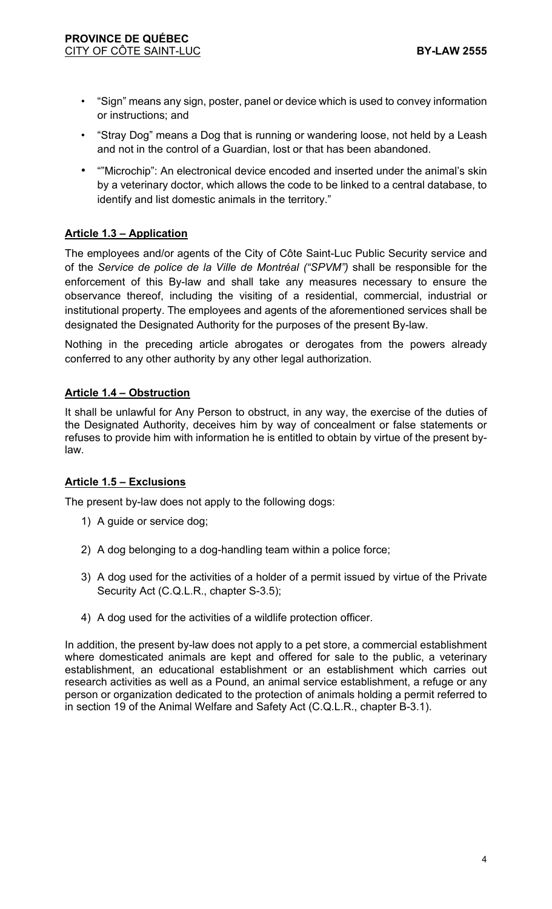- "Sign" means any sign, poster, panel or device which is used to convey information or instructions; and
- "Stray Dog" means a Dog that is running or wandering loose, not held by a Leash and not in the control of a Guardian, lost or that has been abandoned.
- ""Microchip": An electronical device encoded and inserted under the animal's skin by a veterinary doctor, which allows the code to be linked to a central database, to identify and list domestic animals in the territory."

**Article 1.3 – Application**

The employees and/or agents of the City of Côte Saint-Luc Public Security service and of the *Service de police de la Ville de Montréal ("SPVM")* shall be responsible for the enforcement of this By-law and shall take any measures necessary to ensure the observance thereof, including the visiting of a residential, commercial, industrial or institutional property. The employees and agents of the aforementioned services shall be designated the Designated Authority for the purposes of the present By-law.

Nothing in the preceding article abrogates or derogates from the powers already conferred to any other authority by any other legal authorization.

**Article 1.4 – Obstruction**

It shall be unlawful for Any Person to obstruct, in any way, the exercise of the duties of the Designated Authority, deceives him by way of concealment or false statements or refuses to provide him with information he is entitled to obtain by virtue of the present by-law.

**Article 1.5 – Exclusions**

The present by-law does not apply to the following dogs:

1) A guide or service dog;
2) A dog belonging to a dog-handling team within a police force;
3) A dog used for the activities of a holder of a permit issued by virtue of the Private Security Act (C.Q.L.R., chapter S-3.5);
4) A dog used for the activities of a wildlife protection officer.

In addition, the present by-law does not apply to a pet store, a commercial establishment where domesticated animals are kept and offered for sale to the public, a veterinary establishment, an educational establishment or an establishment which carries out research activities as well as a Pound, an animal service establishment, a refuge or any person or organization dedicated to the protection of animals holding a permit referred to in section 19 of the Animal Welfare and Safety Act (C.Q.L.R., chapter B-3.1).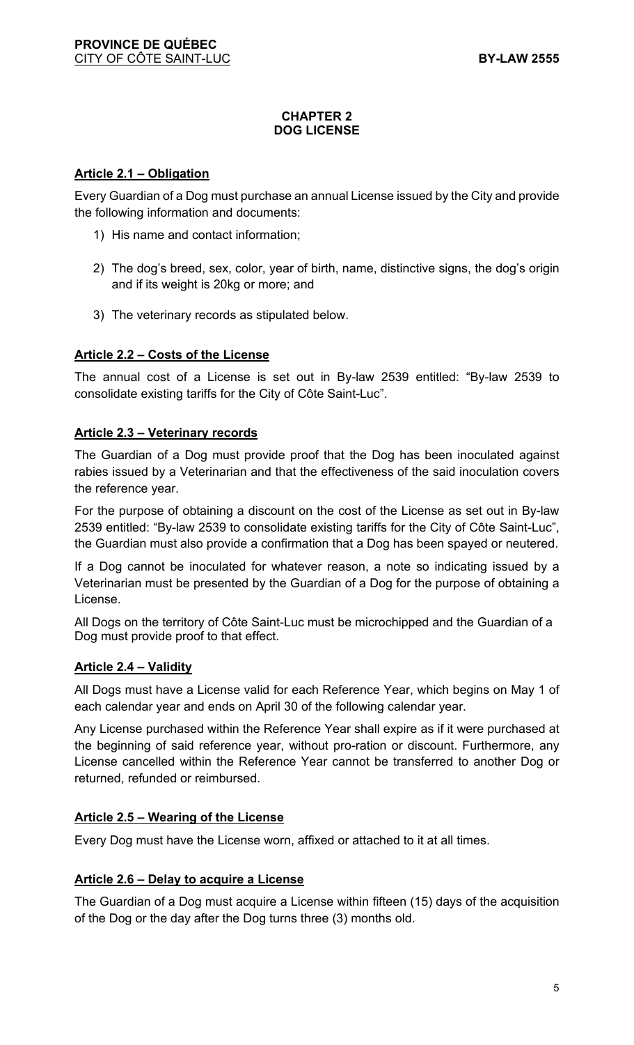## CHAPTER 2
## DOG LICENSE

### Article 2.1 – Obligation

Every Guardian of a Dog must purchase an annual License issued by the City and provide the following information and documents:

1) His name and contact information;

2) The dog's breed, sex, color, year of birth, name, distinctive signs, the dog's origin and if its weight is 20kg or more; and

3) The veterinary records as stipulated below.

### Article 2.2 – Costs of the License

The annual cost of a License is set out in By-law 2539 entitled: "By-law 2539 to consolidate existing tariffs for the City of Côte Saint-Luc".

### Article 2.3 – Veterinary records

The Guardian of a Dog must provide proof that the Dog has been inoculated against rabies issued by a Veterinarian and that the effectiveness of the said inoculation covers the reference year.

For the purpose of obtaining a discount on the cost of the License as set out in By-law 2539 entitled: "By-law 2539 to consolidate existing tariffs for the City of Côte Saint-Luc", the Guardian must also provide a confirmation that a Dog has been spayed or neutered.

If a Dog cannot be inoculated for whatever reason, a note so indicating issued by a Veterinarian must be presented by the Guardian of a Dog for the purpose of obtaining a License.

All Dogs on the territory of Côte Saint-Luc must be microchipped and the Guardian of a Dog must provide proof to that effect.

### Article 2.4 – Validity

All Dogs must have a License valid for each Reference Year, which begins on May 1 of each calendar year and ends on April 30 of the following calendar year.

Any License purchased within the Reference Year shall expire as if it were purchased at the beginning of said reference year, without pro-ration or discount. Furthermore, any License cancelled within the Reference Year cannot be transferred to another Dog or returned, refunded or reimbursed.

### Article 2.5 – Wearing of the License

Every Dog must have the License worn, affixed or attached to it at all times.

### Article 2.6 – Delay to acquire a License

The Guardian of a Dog must acquire a License within fifteen (15) days of the acquisition of the Dog or the day after the Dog turns three (3) months old.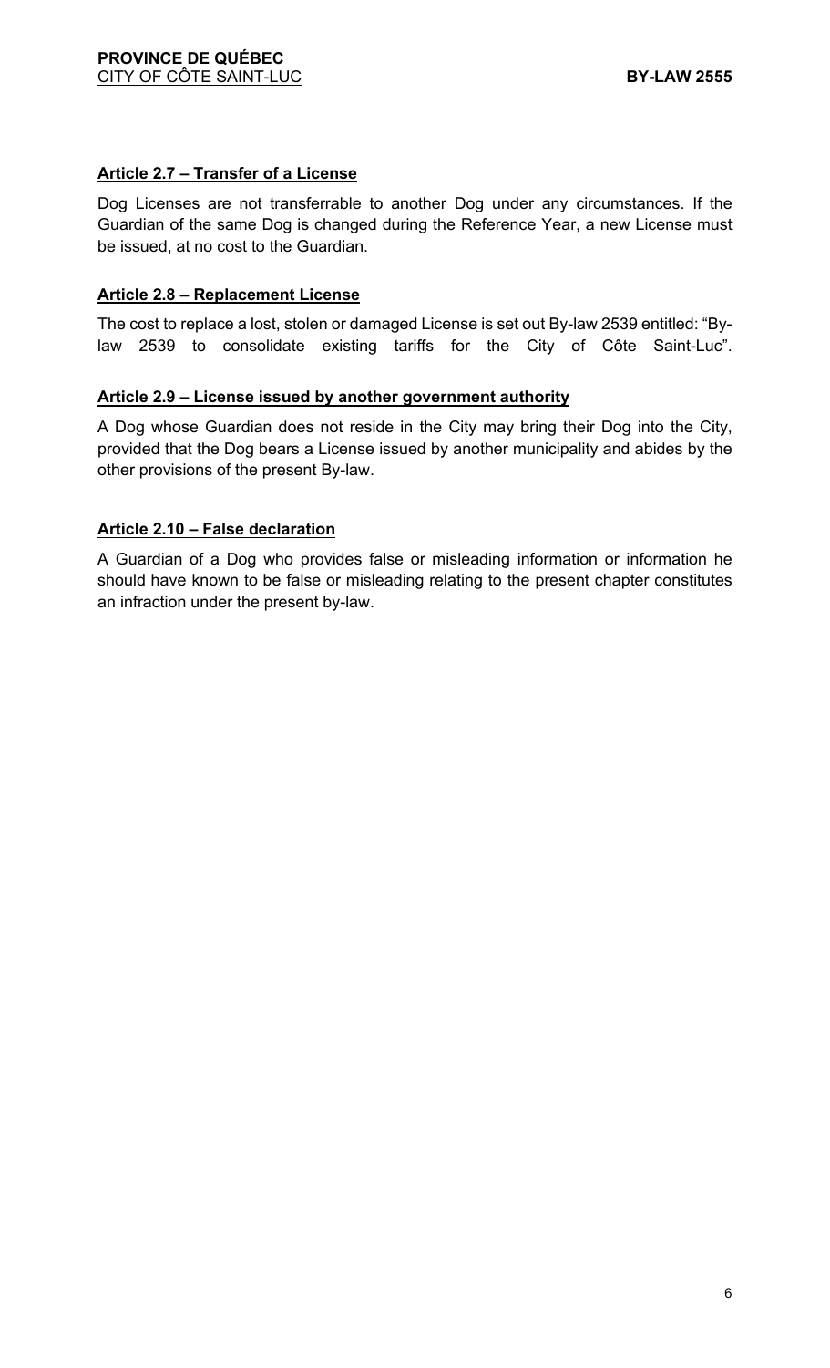**Article 2.7 – Transfer of a License**

Dog Licenses are not transferrable to another Dog under any circumstances. If the Guardian of the same Dog is changed during the Reference Year, a new License must be issued, at no cost to the Guardian.

**Article 2.8 – Replacement License**

The cost to replace a lost, stolen or damaged License is set out By-law 2539 entitled: "By-law 2539 to consolidate existing tariffs for the City of Côte Saint-Luc".

**Article 2.9 – License issued by another government authority**

A Dog whose Guardian does not reside in the City may bring their Dog into the City, provided that the Dog bears a License issued by another municipality and abides by the other provisions of the present By-law.

**Article 2.10 – False declaration**

A Guardian of a Dog who provides false or misleading information or information he should have known to be false or misleading relating to the present chapter constitutes an infraction under the present by-law.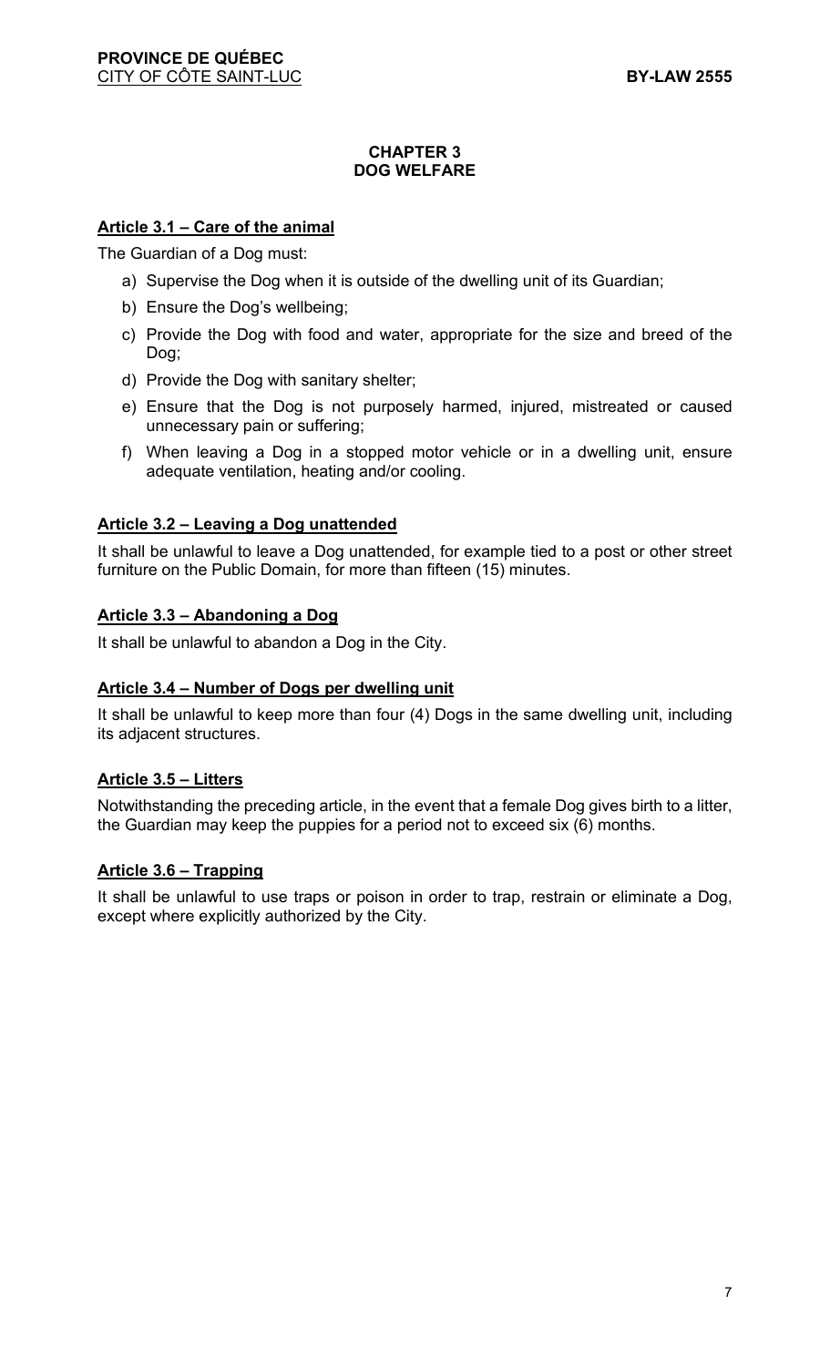## CHAPTER 3
## DOG WELFARE

### Article 3.1 – Care of the animal

The Guardian of a Dog must:

a) Supervise the Dog when it is outside of the dwelling unit of its Guardian;

b) Ensure the Dog's wellbeing;

c) Provide the Dog with food and water, appropriate for the size and breed of the Dog;

d) Provide the Dog with sanitary shelter;

e) Ensure that the Dog is not purposely harmed, injured, mistreated or caused unnecessary pain or suffering;

f) When leaving a Dog in a stopped motor vehicle or in a dwelling unit, ensure adequate ventilation, heating and/or cooling.

### Article 3.2 – Leaving a Dog unattended

It shall be unlawful to leave a Dog unattended, for example tied to a post or other street furniture on the Public Domain, for more than fifteen (15) minutes.

### Article 3.3 – Abandoning a Dog

It shall be unlawful to abandon a Dog in the City.

### Article 3.4 – Number of Dogs per dwelling unit

It shall be unlawful to keep more than four (4) Dogs in the same dwelling unit, including its adjacent structures.

### Article 3.5 – Litters

Notwithstanding the preceding article, in the event that a female Dog gives birth to a litter, the Guardian may keep the puppies for a period not to exceed six (6) months.

### Article 3.6 – Trapping

It shall be unlawful to use traps or poison in order to trap, restrain or eliminate a Dog, except where explicitly authorized by the City.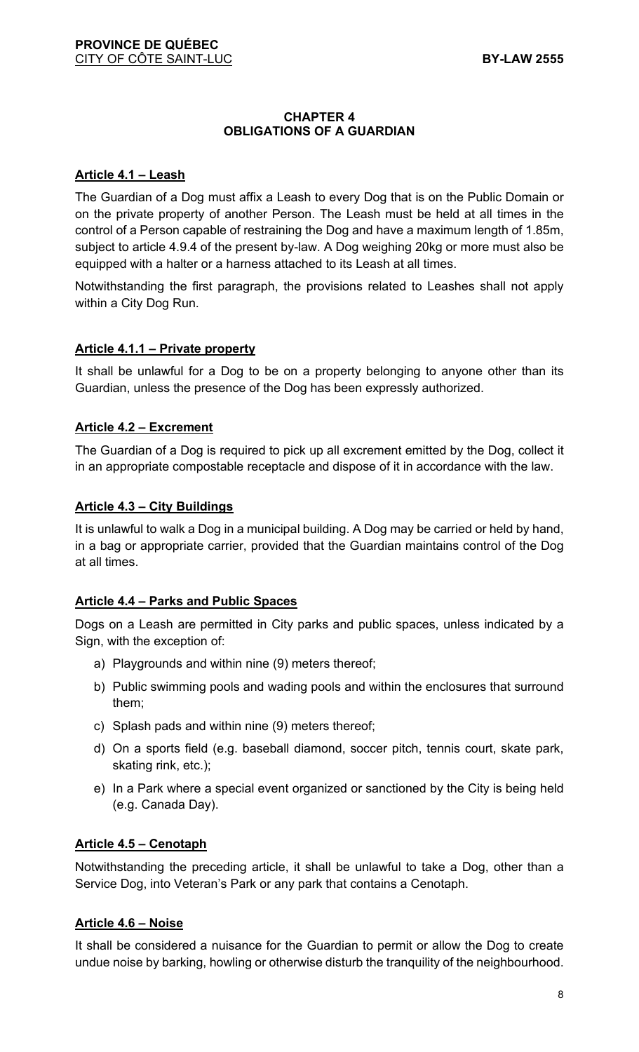## CHAPTER 4
## OBLIGATIONS OF A GUARDIAN

### Article 4.1 – Leash

The Guardian of a Dog must affix a Leash to every Dog that is on the Public Domain or on the private property of another Person. The Leash must be held at all times in the control of a Person capable of restraining the Dog and have a maximum length of 1.85m, subject to article 4.9.4 of the present by-law. A Dog weighing 20kg or more must also be equipped with a halter or a harness attached to its Leash at all times.

Notwithstanding the first paragraph, the provisions related to Leashes shall not apply within a City Dog Run.

### Article 4.1.1 – Private property

It shall be unlawful for a Dog to be on a property belonging to anyone other than its Guardian, unless the presence of the Dog has been expressly authorized.

### Article 4.2 – Excrement

The Guardian of a Dog is required to pick up all excrement emitted by the Dog, collect it in an appropriate compostable receptacle and dispose of it in accordance with the law.

### Article 4.3 – City Buildings

It is unlawful to walk a Dog in a municipal building. A Dog may be carried or held by hand, in a bag or appropriate carrier, provided that the Guardian maintains control of the Dog at all times.

### Article 4.4 – Parks and Public Spaces

Dogs on a Leash are permitted in City parks and public spaces, unless indicated by a Sign, with the exception of:

a) Playgrounds and within nine (9) meters thereof;

b) Public swimming pools and wading pools and within the enclosures that surround them;

c) Splash pads and within nine (9) meters thereof;

d) On a sports field (e.g. baseball diamond, soccer pitch, tennis court, skate park, skating rink, etc.);

e) In a Park where a special event organized or sanctioned by the City is being held (e.g. Canada Day).

### Article 4.5 – Cenotaph

Notwithstanding the preceding article, it shall be unlawful to take a Dog, other than a Service Dog, into Veteran's Park or any park that contains a Cenotaph.

### Article 4.6 – Noise

It shall be considered a nuisance for the Guardian to permit or allow the Dog to create undue noise by barking, howling or otherwise disturb the tranquility of the neighbourhood.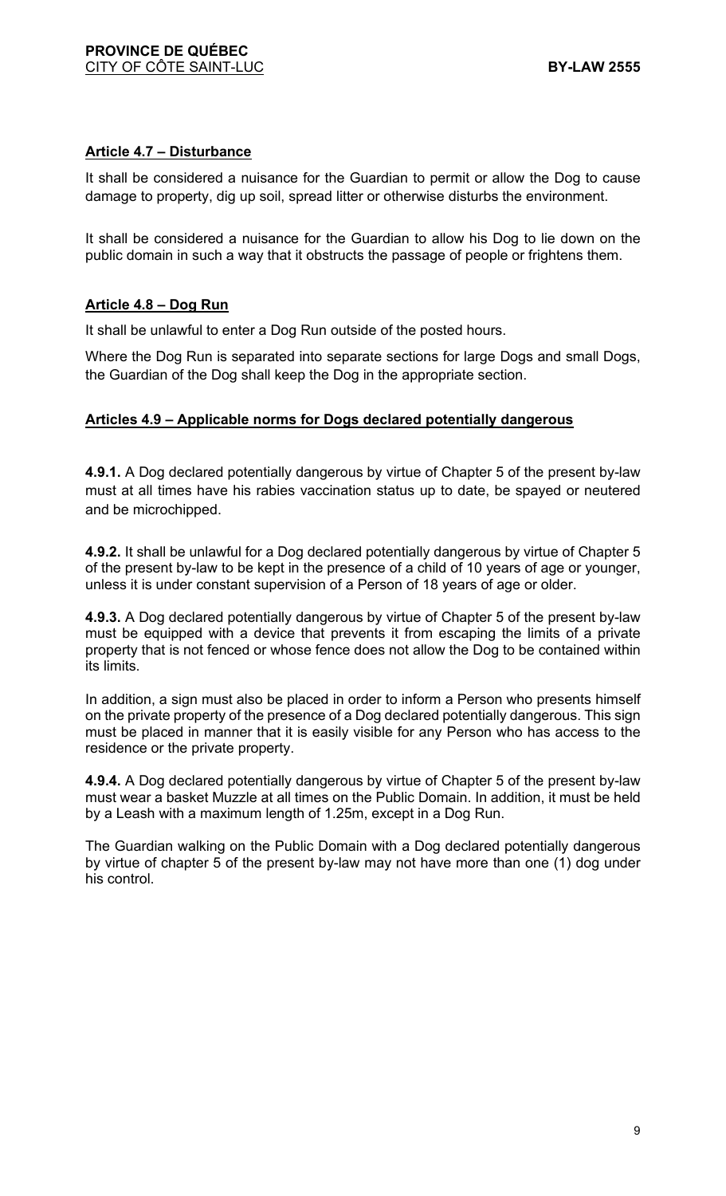### Article 4.7 – Disturbance

It shall be considered a nuisance for the Guardian to permit or allow the Dog to cause damage to property, dig up soil, spread litter or otherwise disturbs the environment.

It shall be considered a nuisance for the Guardian to allow his Dog to lie down on the public domain in such a way that it obstructs the passage of people or frightens them.

### Article 4.8 – Dog Run

It shall be unlawful to enter a Dog Run outside of the posted hours.

Where the Dog Run is separated into separate sections for large Dogs and small Dogs, the Guardian of the Dog shall keep the Dog in the appropriate section.

### Articles 4.9 – Applicable norms for Dogs declared potentially dangerous

**4.9.1.** A Dog declared potentially dangerous by virtue of Chapter 5 of the present by-law must at all times have his rabies vaccination status up to date, be spayed or neutered and be microchipped.

**4.9.2.** It shall be unlawful for a Dog declared potentially dangerous by virtue of Chapter 5 of the present by-law to be kept in the presence of a child of 10 years of age or younger, unless it is under constant supervision of a Person of 18 years of age or older.

**4.9.3.** A Dog declared potentially dangerous by virtue of Chapter 5 of the present by-law must be equipped with a device that prevents it from escaping the limits of a private property that is not fenced or whose fence does not allow the Dog to be contained within its limits.

In addition, a sign must also be placed in order to inform a Person who presents himself on the private property of the presence of a Dog declared potentially dangerous. This sign must be placed in manner that it is easily visible for any Person who has access to the residence or the private property.

**4.9.4.** A Dog declared potentially dangerous by virtue of Chapter 5 of the present by-law must wear a basket Muzzle at all times on the Public Domain. In addition, it must be held by a Leash with a maximum length of 1.25m, except in a Dog Run.

The Guardian walking on the Public Domain with a Dog declared potentially dangerous by virtue of chapter 5 of the present by-law may not have more than one (1) dog under his control.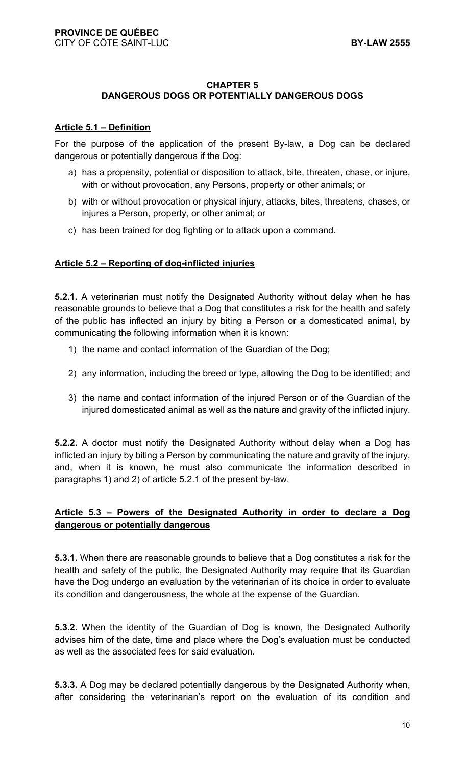## CHAPTER 5
## DANGEROUS DOGS OR POTENTIALLY DANGEROUS DOGS

### Article 5.1 – Definition

For the purpose of the application of the present By-law, a Dog can be declared dangerous or potentially dangerous if the Dog:

a) has a propensity, potential or disposition to attack, bite, threaten, chase, or injure, with or without provocation, any Persons, property or other animals; or

b) with or without provocation or physical injury, attacks, bites, threatens, chases, or injures a Person, property, or other animal; or

c) has been trained for dog fighting or to attack upon a command.

### Article 5.2 – Reporting of dog-inflicted injuries

**5.2.1.** A veterinarian must notify the Designated Authority without delay when he has reasonable grounds to believe that a Dog that constitutes a risk for the health and safety of the public has inflected an injury by biting a Person or a domesticated animal, by communicating the following information when it is known:

1) the name and contact information of the Guardian of the Dog;

2) any information, including the breed or type, allowing the Dog to be identified; and

3) the name and contact information of the injured Person or of the Guardian of the injured domesticated animal as well as the nature and gravity of the inflicted injury.

**5.2.2.** A doctor must notify the Designated Authority without delay when a Dog has inflicted an injury by biting a Person by communicating the nature and gravity of the injury, and, when it is known, he must also communicate the information described in paragraphs 1) and 2) of article 5.2.1 of the present by-law.

### Article 5.3 – Powers of the Designated Authority in order to declare a Dog dangerous or potentially dangerous

**5.3.1.** When there are reasonable grounds to believe that a Dog constitutes a risk for the health and safety of the public, the Designated Authority may require that its Guardian have the Dog undergo an evaluation by the veterinarian of its choice in order to evaluate its condition and dangerousness, the whole at the expense of the Guardian.

**5.3.2.** When the identity of the Guardian of Dog is known, the Designated Authority advises him of the date, time and place where the Dog's evaluation must be conducted as well as the associated fees for said evaluation.

**5.3.3.** A Dog may be declared potentially dangerous by the Designated Authority when, after considering the veterinarian's report on the evaluation of its condition and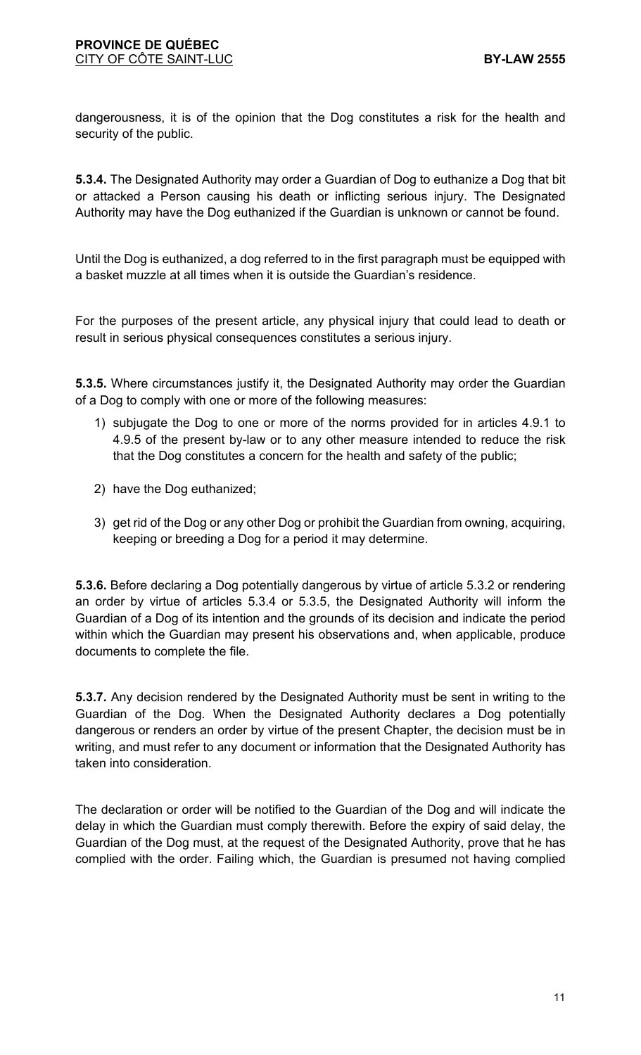dangerousness, it is of the opinion that the Dog constitutes a risk for the health and security of the public.

**5.3.4.** The Designated Authority may order a Guardian of Dog to euthanize a Dog that bit or attacked a Person causing his death or inflicting serious injury. The Designated Authority may have the Dog euthanized if the Guardian is unknown or cannot be found.

Until the Dog is euthanized, a dog referred to in the first paragraph must be equipped with a basket muzzle at all times when it is outside the Guardian's residence.

For the purposes of the present article, any physical injury that could lead to death or result in serious physical consequences constitutes a serious injury.

**5.3.5.** Where circumstances justify it, the Designated Authority may order the Guardian of a Dog to comply with one or more of the following measures:

1) subjugate the Dog to one or more of the norms provided for in articles 4.9.1 to 4.9.5 of the present by-law or to any other measure intended to reduce the risk that the Dog constitutes a concern for the health and safety of the public;

2) have the Dog euthanized;

3) get rid of the Dog or any other Dog or prohibit the Guardian from owning, acquiring, keeping or breeding a Dog for a period it may determine.

**5.3.6.** Before declaring a Dog potentially dangerous by virtue of article 5.3.2 or rendering an order by virtue of articles 5.3.4 or 5.3.5, the Designated Authority will inform the Guardian of a Dog of its intention and the grounds of its decision and indicate the period within which the Guardian may present his observations and, when applicable, produce documents to complete the file.

**5.3.7.** Any decision rendered by the Designated Authority must be sent in writing to the Guardian of the Dog. When the Designated Authority declares a Dog potentially dangerous or renders an order by virtue of the present Chapter, the decision must be in writing, and must refer to any document or information that the Designated Authority has taken into consideration.

The declaration or order will be notified to the Guardian of the Dog and will indicate the delay in which the Guardian must comply therewith. Before the expiry of said delay, the Guardian of the Dog must, at the request of the Designated Authority, prove that he has complied with the order. Failing which, the Guardian is presumed not having complied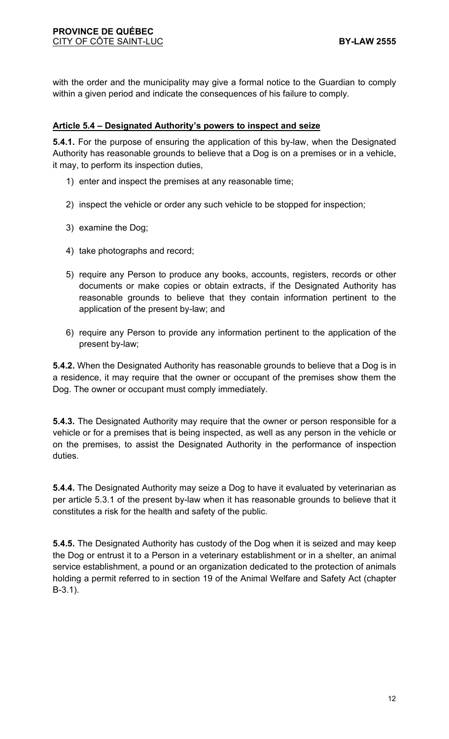with the order and the municipality may give a formal notice to the Guardian to comply within a given period and indicate the consequences of his failure to comply.

## Article 5.4 – Designated Authority's powers to inspect and seize

**5.4.1.** For the purpose of ensuring the application of this by-law, when the Designated Authority has reasonable grounds to believe that a Dog is on a premises or in a vehicle, it may, to perform its inspection duties,

1) enter and inspect the premises at any reasonable time;
2) inspect the vehicle or order any such vehicle to be stopped for inspection;
3) examine the Dog;
4) take photographs and record;
5) require any Person to produce any books, accounts, registers, records or other documents or make copies or obtain extracts, if the Designated Authority has reasonable grounds to believe that they contain information pertinent to the application of the present by-law; and
6) require any Person to provide any information pertinent to the application of the present by-law;

**5.4.2.** When the Designated Authority has reasonable grounds to believe that a Dog is in a residence, it may require that the owner or occupant of the premises show them the Dog. The owner or occupant must comply immediately.

**5.4.3.** The Designated Authority may require that the owner or person responsible for a vehicle or for a premises that is being inspected, as well as any person in the vehicle or on the premises, to assist the Designated Authority in the performance of inspection duties.

**5.4.4.** The Designated Authority may seize a Dog to have it evaluated by veterinarian as per article 5.3.1 of the present by-law when it has reasonable grounds to believe that it constitutes a risk for the health and safety of the public.

**5.4.5.** The Designated Authority has custody of the Dog when it is seized and may keep the Dog or entrust it to a Person in a veterinary establishment or in a shelter, an animal service establishment, a pound or an organization dedicated to the protection of animals holding a permit referred to in section 19 of the Animal Welfare and Safety Act (chapter B-3.1).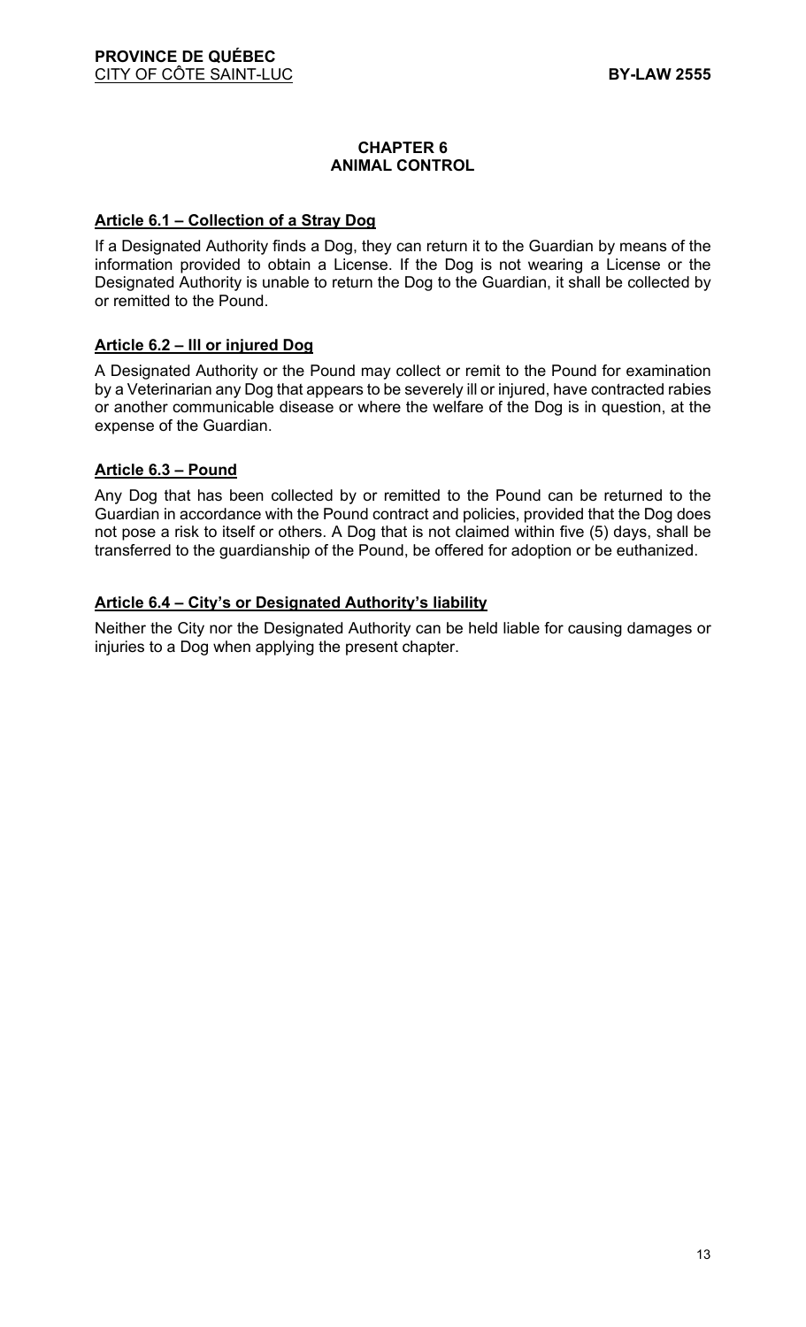## CHAPTER 6
## ANIMAL CONTROL

**Article 6.1 – Collection of a Stray Dog**

If a Designated Authority finds a Dog, they can return it to the Guardian by means of the information provided to obtain a License. If the Dog is not wearing a License or the Designated Authority is unable to return the Dog to the Guardian, it shall be collected by or remitted to the Pound.

**Article 6.2 – Ill or injured Dog**

A Designated Authority or the Pound may collect or remit to the Pound for examination by a Veterinarian any Dog that appears to be severely ill or injured, have contracted rabies or another communicable disease or where the welfare of the Dog is in question, at the expense of the Guardian.

**Article 6.3 – Pound**

Any Dog that has been collected by or remitted to the Pound can be returned to the Guardian in accordance with the Pound contract and policies, provided that the Dog does not pose a risk to itself or others. A Dog that is not claimed within five (5) days, shall be transferred to the guardianship of the Pound, be offered for adoption or be euthanized.

**Article 6.4 – City's or Designated Authority's liability**

Neither the City nor the Designated Authority can be held liable for causing damages or injuries to a Dog when applying the present chapter.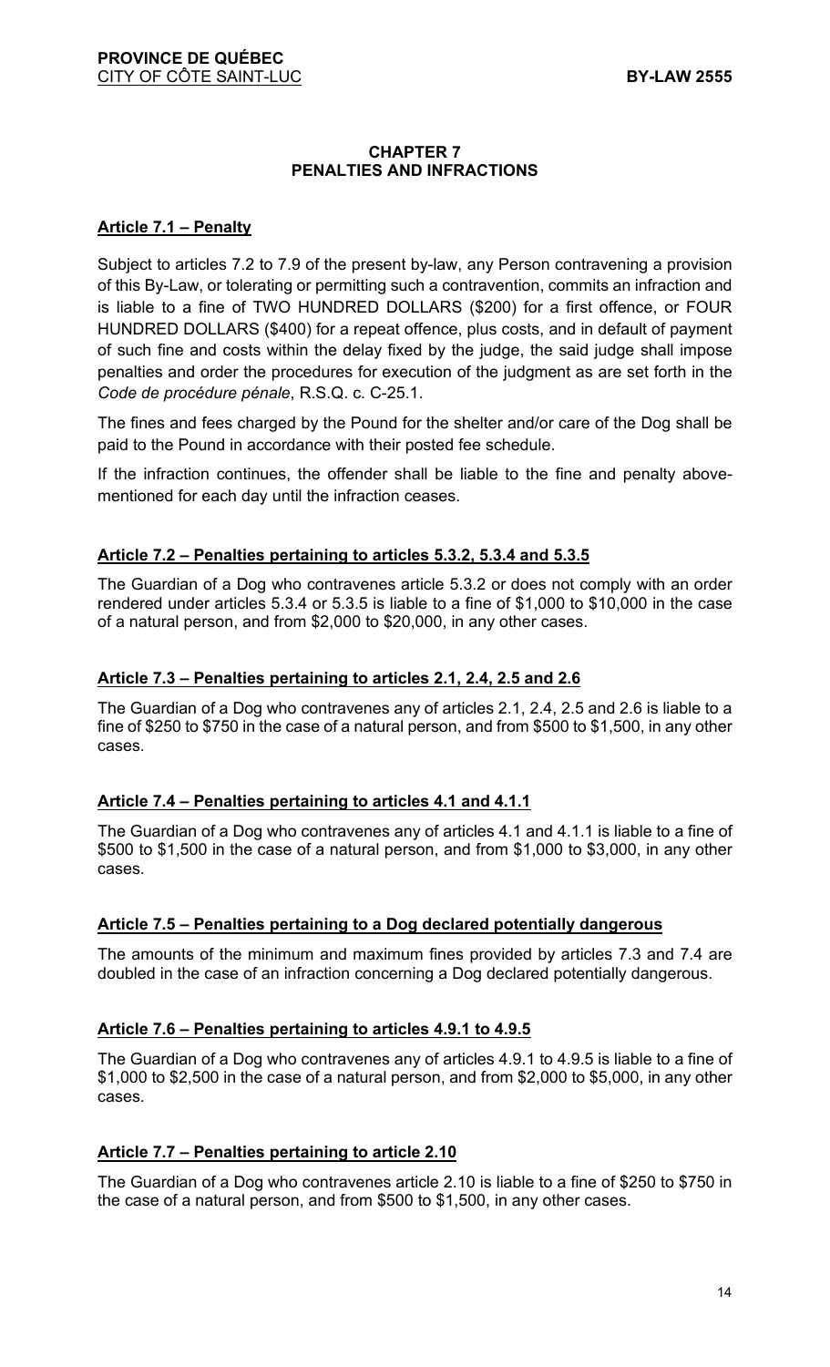## CHAPTER 7
## PENALTIES AND INFRACTIONS

### Article 7.1 – Penalty

Subject to articles 7.2 to 7.9 of the present by-law, any Person contravening a provision of this By-Law, or tolerating or permitting such a contravention, commits an infraction and is liable to a fine of TWO HUNDRED DOLLARS ($200) for a first offence, or FOUR HUNDRED DOLLARS ($400) for a repeat offence, plus costs, and in default of payment of such fine and costs within the delay fixed by the judge, the said judge shall impose penalties and order the procedures for execution of the judgment as are set forth in the *Code de procédure pénale*, R.S.Q. c. C-25.1.

The fines and fees charged by the Pound for the shelter and/or care of the Dog shall be paid to the Pound in accordance with their posted fee schedule.

If the infraction continues, the offender shall be liable to the fine and penalty above-mentioned for each day until the infraction ceases.

### Article 7.2 – Penalties pertaining to articles 5.3.2, 5.3.4 and 5.3.5

The Guardian of a Dog who contravenes article 5.3.2 or does not comply with an order rendered under articles 5.3.4 or 5.3.5 is liable to a fine of $1,000 to $10,000 in the case of a natural person, and from $2,000 to $20,000, in any other cases.

### Article 7.3 – Penalties pertaining to articles 2.1, 2.4, 2.5 and 2.6

The Guardian of a Dog who contravenes any of articles 2.1, 2.4, 2.5 and 2.6 is liable to a fine of $250 to $750 in the case of a natural person, and from $500 to $1,500, in any other cases.

### Article 7.4 – Penalties pertaining to articles 4.1 and 4.1.1

The Guardian of a Dog who contravenes any of articles 4.1 and 4.1.1 is liable to a fine of $500 to $1,500 in the case of a natural person, and from $1,000 to $3,000, in any other cases.

### Article 7.5 – Penalties pertaining to a Dog declared potentially dangerous

The amounts of the minimum and maximum fines provided by articles 7.3 and 7.4 are doubled in the case of an infraction concerning a Dog declared potentially dangerous.

### Article 7.6 – Penalties pertaining to articles 4.9.1 to 4.9.5

The Guardian of a Dog who contravenes any of articles 4.9.1 to 4.9.5 is liable to a fine of $1,000 to $2,500 in the case of a natural person, and from $2,000 to $5,000, in any other cases.

### Article 7.7 – Penalties pertaining to article 2.10

The Guardian of a Dog who contravenes article 2.10 is liable to a fine of $250 to $750 in the case of a natural person, and from $500 to $1,500, in any other cases.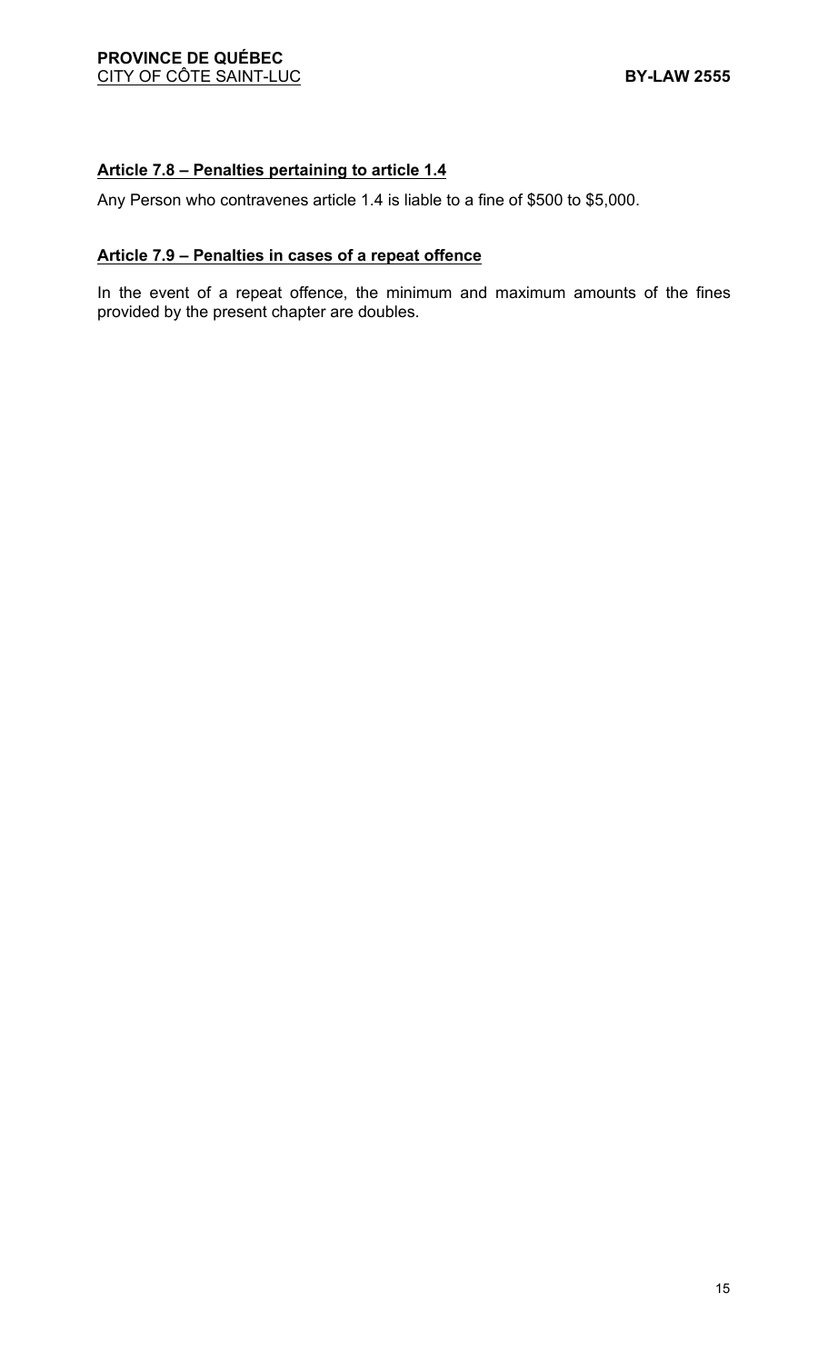### <u>Article 7.8 – Penalties pertaining to article 1.4</u>

Any Person who contravenes article 1.4 is liable to a fine of $500 to $5,000.

### <u>Article 7.9 – Penalties in cases of a repeat offence</u>

In the event of a repeat offence, the minimum and maximum amounts of the fines provided by the present chapter are doubles.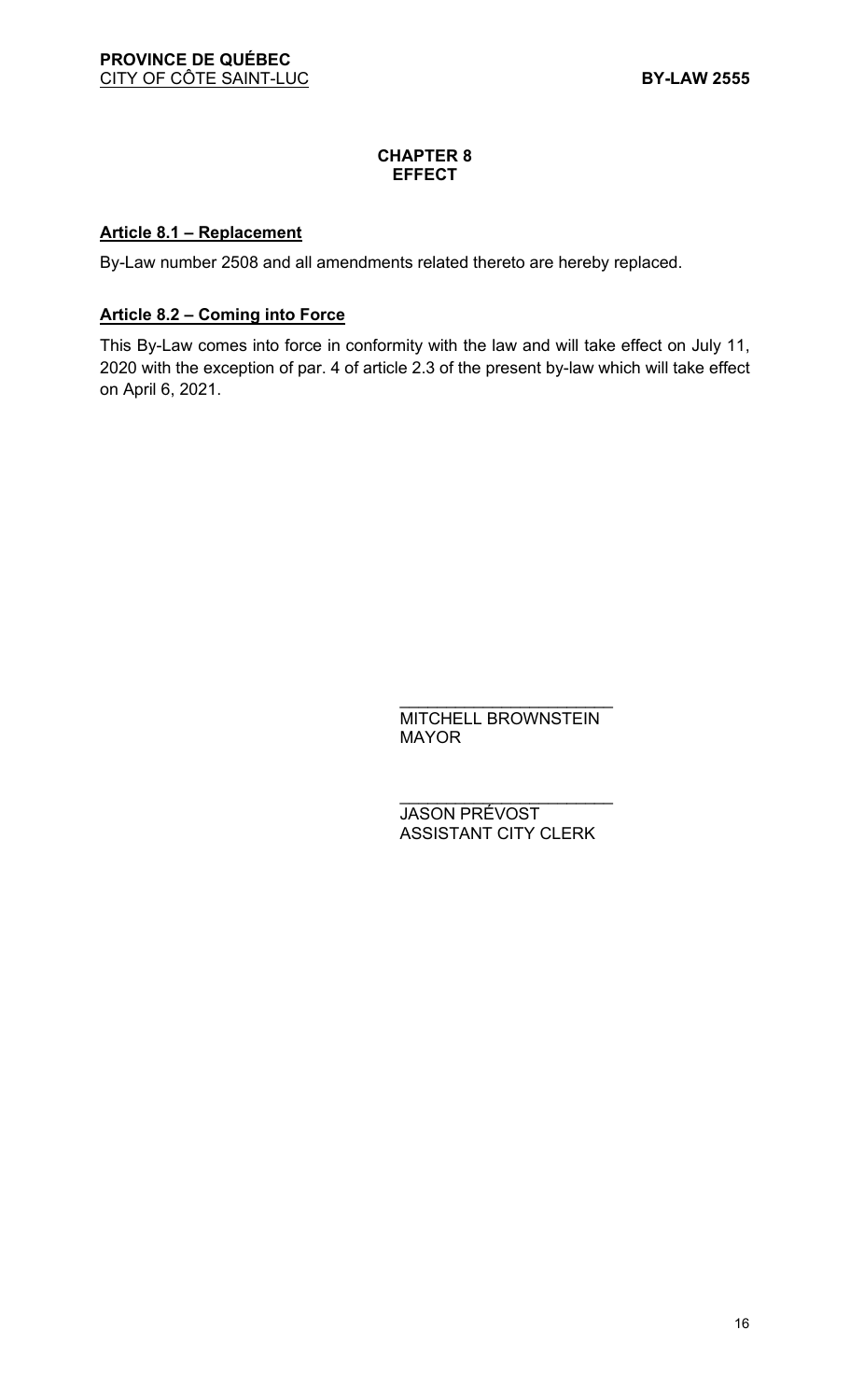## CHAPTER 8
## EFFECT

**Article 8.1 – Replacement**

By-Law number 2508 and all amendments related thereto are hereby replaced.

**Article 8.2 – Coming into Force**

This By-Law comes into force in conformity with the law and will take effect on July 11, 2020 with the exception of par. 4 of article 2.3 of the present by-law which will take effect on April 6, 2021.

\_\_\_\_\_\_\_\_\_\_\_\_\_\_\_\_\_\_\_\_\_\_\_\_
MITCHELL BROWNSTEIN
MAYOR

\_\_\_\_\_\_\_\_\_\_\_\_\_\_\_\_\_\_\_\_\_\_\_\_
JASON PRÉVOST
ASSISTANT CITY CLERK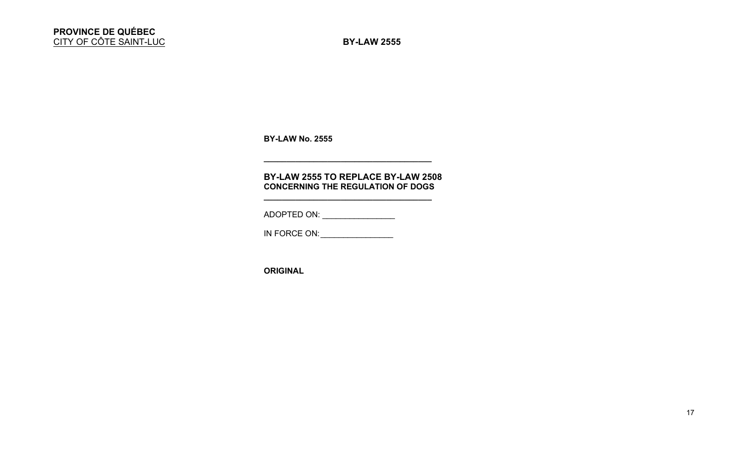**PROVINCE DE QUÉBEC**
CITY OF CÔTE SAINT-LUC

**BY-LAW 2555**

**BY-LAW No. 2555**

---

**BY-LAW 2555 TO REPLACE BY-LAW 2508**
**CONCERNING THE REGULATION OF DOGS**

---

ADOPTED ON: _______________

IN FORCE ON: _______________

**ORIGINAL**